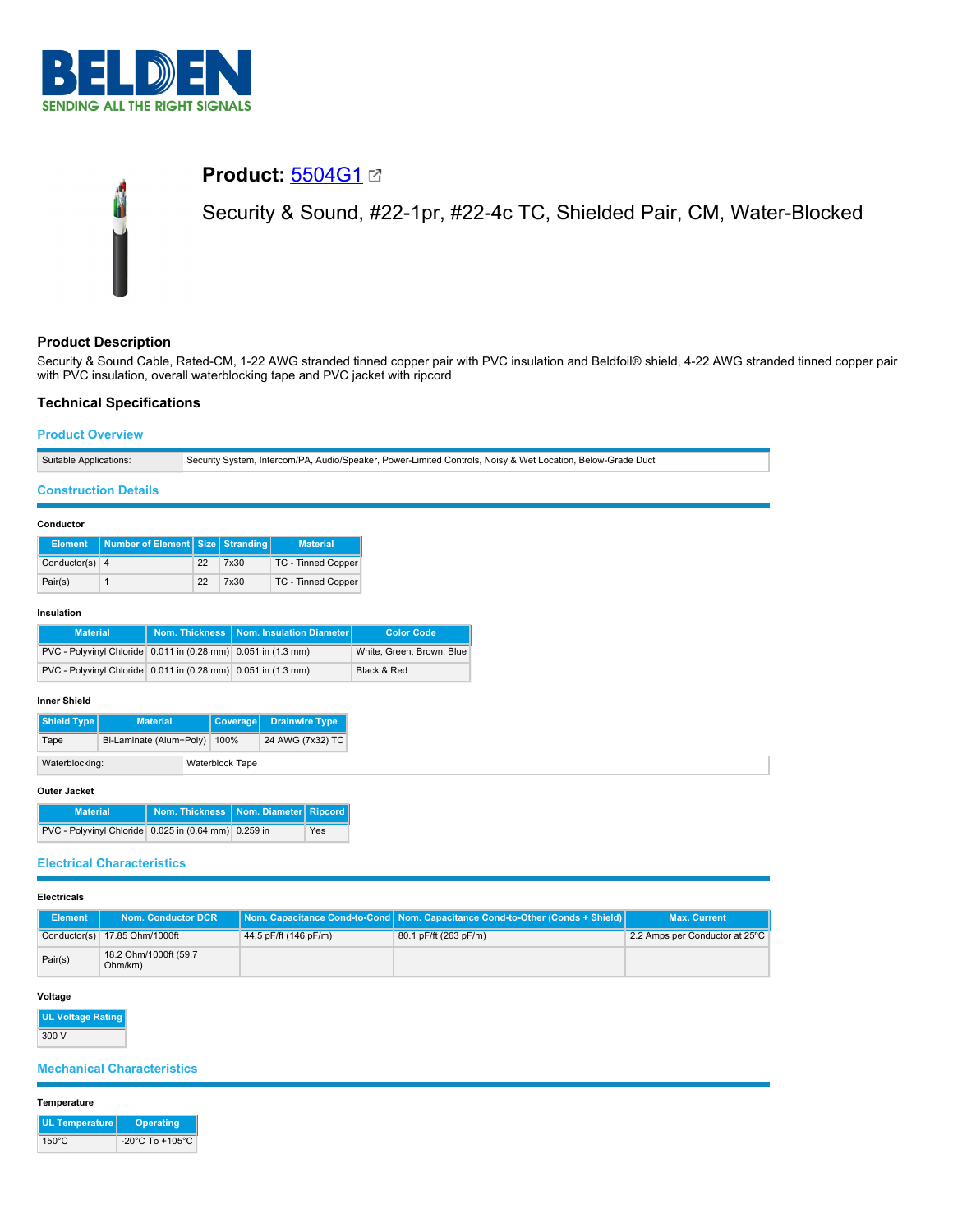# Product: 5504G1

Security & Sound, #22-1pr, #22-4c TC, Shielded Pair, CM, Water-Blocked

## Product Description

Security & Sound Cable, Rated-CM, 1-22 AWG stranded tinned copper pair with PVC insulation and Beldfoil® shield, 4-22 AWG stranded tinned copper pair with PVC insulation, overall waterblocking tape and PVC jacket with ripcord

## Technical Specifications

### Product Overview

| Suitable Applications: | Security System, Intercom/PA, Audio/Speaker, Power-Limited Controls, Noisy & Wet Location, Below-Grade Duct |
|---|---|

### Construction Details

**Conductor**

| Element | Number of Element | Size | Stranding | Material |
|---|---|---|---|---|
| Conductor(s) | 4 | 22 | 7x30 | TC - Tinned Copper |
| Pair(s) | 1 | 22 | 7x30 | TC - Tinned Copper |

**Insulation**

| Material | Nom. Thickness | Nom. Insulation Diameter | Color Code |
|---|---|---|---|
| PVC - Polyvinyl Chloride | 0.011 in (0.28 mm) | 0.051 in (1.3 mm) | White, Green, Brown, Blue |
| PVC - Polyvinyl Chloride | 0.011 in (0.28 mm) | 0.051 in (1.3 mm) | Black & Red |

**Inner Shield**

| Shield Type | Material | Coverage | Drainwire Type |
|---|---|---|---|
| Tape | Bi-Laminate (Alum+Poly) | 100% | 24 AWG (7x32) TC |

| Waterblocking: | Waterblock Tape |
|---|---|

**Outer Jacket**

| Material | Nom. Thickness | Nom. Diameter | Ripcord |
|---|---|---|---|
| PVC - Polyvinyl Chloride | 0.025 in (0.64 mm) | 0.259 in | Yes |

### Electrical Characteristics

**Electricals**

| Element | Nom. Conductor DCR | Nom. Capacitance Cond-to-Cond | Nom. Capacitance Cond-to-Other (Conds + Shield) | Max. Current |
|---|---|---|---|---|
| Conductor(s) | 17.85 Ohm/1000ft | 44.5 pF/ft (146 pF/m) | 80.1 pF/ft (263 pF/m) | 2.2 Amps per Conductor at 25ºC |
| Pair(s) | 18.2 Ohm/1000ft (59.7 Ohm/km) | | | |

**Voltage**

| UL Voltage Rating |
|---|
| 300 V |

### Mechanical Characteristics

**Temperature**

| UL Temperature | Operating |
|---|---|
| 150°C | -20°C To +105°C |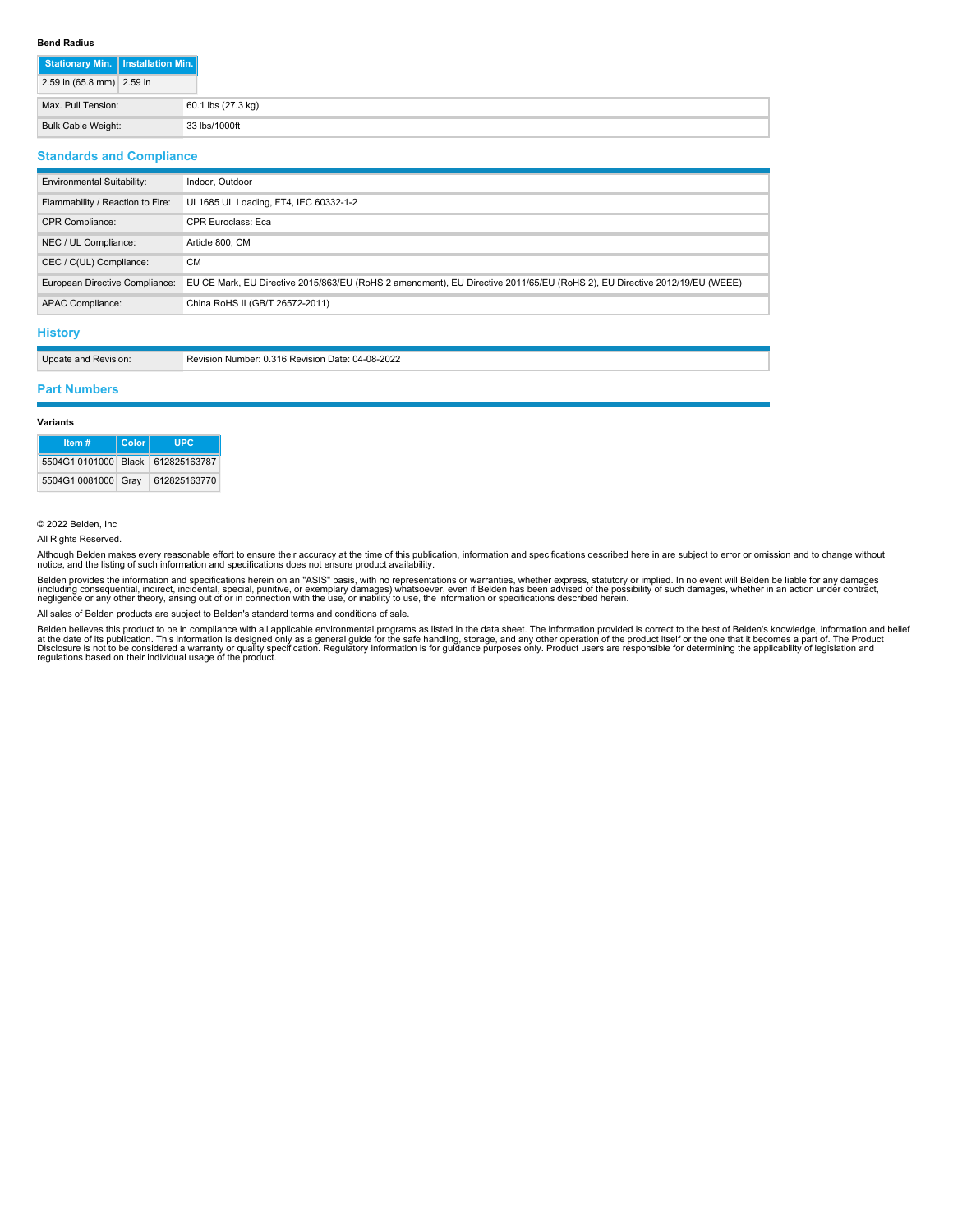**Bend Radius**

| Stationary Min. | Installation Min. |
|---|---|
| 2.59 in (65.8 mm) | 2.59 in |

| | |
|---|---|
| Max. Pull Tension: | 60.1 lbs (27.3 kg) |
| Bulk Cable Weight: | 33 lbs/1000ft |

## Standards and Compliance

| | |
|---|---|
| Environmental Suitability: | Indoor, Outdoor |
| Flammability / Reaction to Fire: | UL1685 UL Loading, FT4, IEC 60332-1-2 |
| CPR Compliance: | CPR Euroclass: Eca |
| NEC / UL Compliance: | Article 800, CM |
| CEC / C(UL) Compliance: | CM |
| European Directive Compliance: | EU CE Mark, EU Directive 2015/863/EU (RoHS 2 amendment), EU Directive 2011/65/EU (RoHS 2), EU Directive 2012/19/EU (WEEE) |
| APAC Compliance: | China RoHS II (GB/T 26572-2011) |

## History

| | |
|---|---|
| Update and Revision: | Revision Number: 0.316 Revision Date: 04-08-2022 |

## Part Numbers

**Variants**

| Item # | Color | UPC |
|---|---|---|
| 5504G1 0101000 | Black | 612825163787 |
| 5504G1 0081000 | Gray | 612825163770 |

© 2022 Belden, Inc

All Rights Reserved.

Although Belden makes every reasonable effort to ensure their accuracy at the time of this publication, information and specifications described here in are subject to error or omission and to change without notice, and the listing of such information and specifications does not ensure product availability.

Belden provides the information and specifications herein on an "ASIS" basis, with no representations or warranties, whether express, statutory or implied. In no event will Belden be liable for any damages (including consequential, indirect, incidental, special, punitive, or exemplary damages) whatsoever, even if Belden has been advised of the possibility of such damages, whether in an action under contract, negligence or any other theory, arising out of or in connection with the use, or inability to use, the information or specifications described herein.

All sales of Belden products are subject to Belden's standard terms and conditions of sale.

Belden believes this product to be in compliance with all applicable environmental programs as listed in the data sheet. The information provided is correct to the best of Belden's knowledge, information and belief at the date of its publication. This information is designed only as a general guide for the safe handling, storage, and any other operation of the product itself or the one that it becomes a part of. The Product Disclosure is not to be considered a warranty or quality specification. Regulatory information is for guidance purposes only. Product users are responsible for determining the applicability of legislation and regulations based on their individual usage of the product.